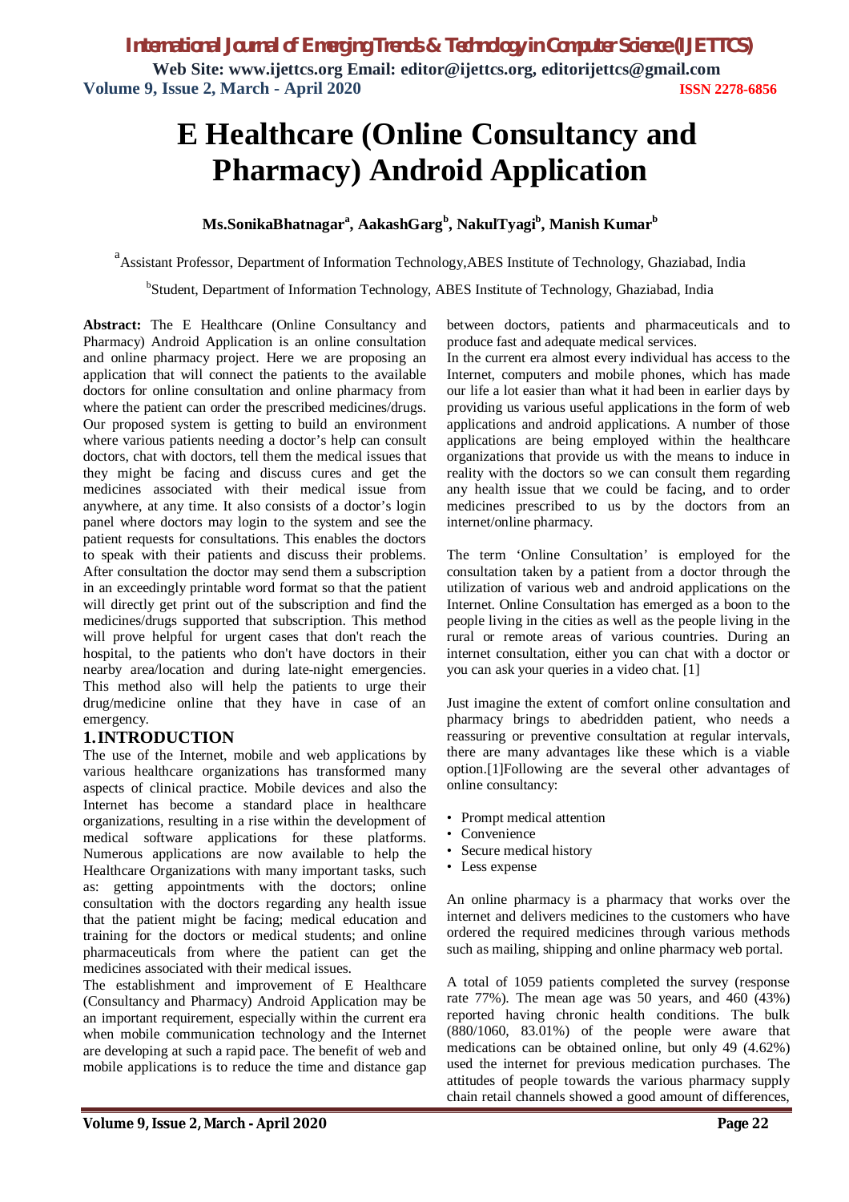# E Healthcare (Online Consultancy and Pharmacy) Android Application

**Ms.SonikaBhatnagar[a], AakashGarg[b], NakulTyagi[b], Manish Kumar[b]**

[a]Assistant Professor, Department of Information Technology,ABES Institute of Technology, Ghaziabad, India

[b]Student, Department of Information Technology, ABES Institute of Technology, Ghaziabad, India

**Abstract:** The E Healthcare (Online Consultancy and Pharmacy) Android Application is an online consultation and online pharmacy project. Here we are proposing an application that will connect the patients to the available doctors for online consultation and online pharmacy from where the patient can order the prescribed medicines/drugs. Our proposed system is getting to build an environment where various patients needing a doctor's help can consult doctors, chat with doctors, tell them the medical issues that they might be facing and discuss cures and get the medicines associated with their medical issue from anywhere, at any time. It also consists of a doctor's login panel where doctors may login to the system and see the patient requests for consultations. This enables the doctors to speak with their patients and discuss their problems. After consultation the doctor may send them a subscription in an exceedingly printable word format so that the patient will directly get print out of the subscription and find the medicines/drugs supported that subscription. This method will prove helpful for urgent cases that don't reach the hospital, to the patients who don't have doctors in their nearby area/location and during late-night emergencies. This method also will help the patients to urge their drug/medicine online that they have in case of an emergency.

## 1. INTRODUCTION

The use of the Internet, mobile and web applications by various healthcare organizations has transformed many aspects of clinical practice. Mobile devices and also the Internet has become a standard place in healthcare organizations, resulting in a rise within the development of medical software applications for these platforms. Numerous applications are now available to help the Healthcare Organizations with many important tasks, such as: getting appointments with the doctors; online consultation with the doctors regarding any health issue that the patient might be facing; medical education and training for the doctors or medical students; and online pharmaceuticals from where the patient can get the medicines associated with their medical issues.

The establishment and improvement of E Healthcare (Consultancy and Pharmacy) Android Application may be an important requirement, especially within the current era when mobile communication technology and the Internet are developing at such a rapid pace. The benefit of web and mobile applications is to reduce the time and distance gap between doctors, patients and pharmaceuticals and to produce fast and adequate medical services.

In the current era almost every individual has access to the Internet, computers and mobile phones, which has made our life a lot easier than what it had been in earlier days by providing us various useful applications in the form of web applications and android applications. A number of those applications are being employed within the healthcare organizations that provide us with the means to induce in reality with the doctors so we can consult them regarding any health issue that we could be facing, and to order medicines prescribed to us by the doctors from an internet/online pharmacy.

The term 'Online Consultation' is employed for the consultation taken by a patient from a doctor through the utilization of various web and android applications on the Internet. Online Consultation has emerged as a boon to the people living in the cities as well as the people living in the rural or remote areas of various countries. During an internet consultation, either you can chat with a doctor or you can ask your queries in a video chat. [1]

Just imagine the extent of comfort online consultation and pharmacy brings to abedridden patient, who needs a reassuring or preventive consultation at regular intervals, there are many advantages like these which is a viable option.[1]Following are the several other advantages of online consultancy:

- Prompt medical attention
- Convenience
- Secure medical history
- Less expense

An online pharmacy is a pharmacy that works over the internet and delivers medicines to the customers who have ordered the required medicines through various methods such as mailing, shipping and online pharmacy web portal.

A total of 1059 patients completed the survey (response rate 77%). The mean age was 50 years, and 460 (43%) reported having chronic health conditions. The bulk (880/1060, 83.01%) of the people were aware that medications can be obtained online, but only 49 (4.62%) used the internet for previous medication purchases. The attitudes of people towards the various pharmacy supply chain retail channels showed a good amount of differences,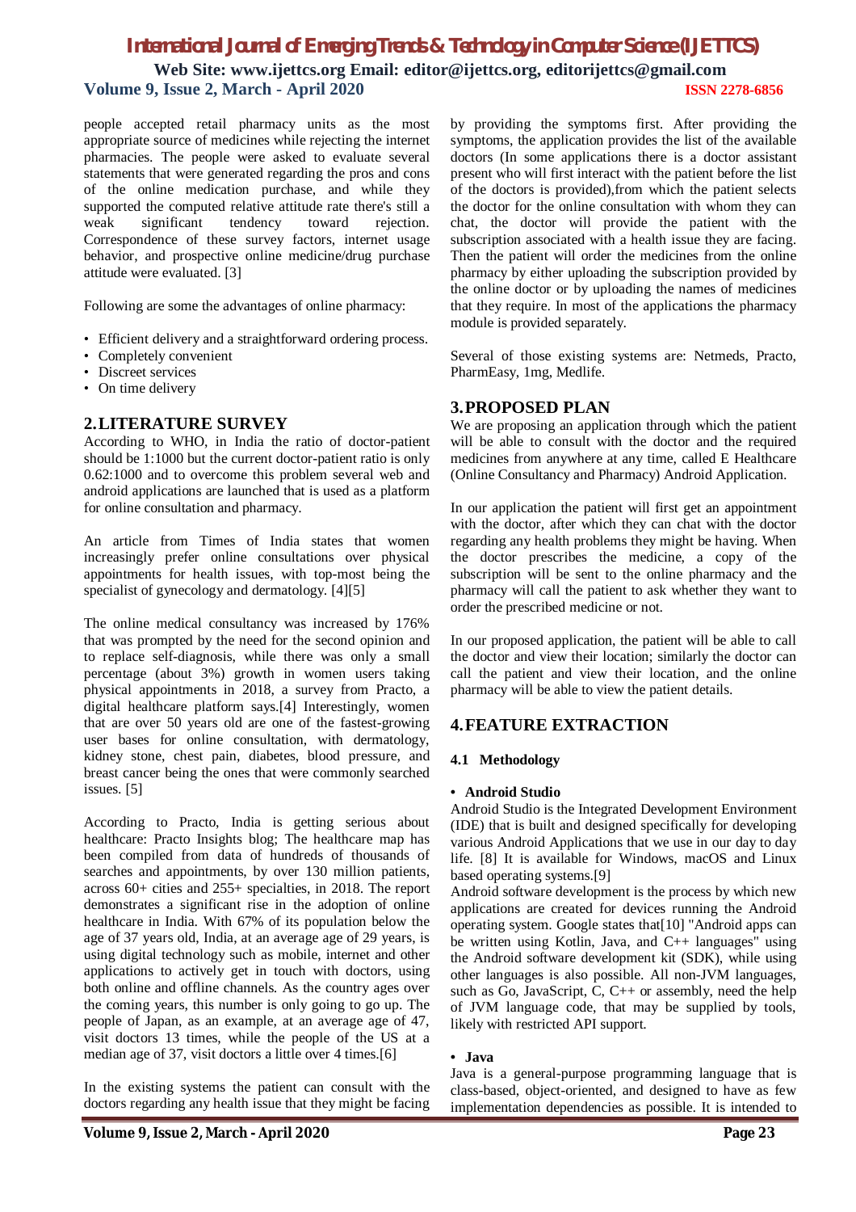people accepted retail pharmacy units as the most appropriate source of medicines while rejecting the internet pharmacies. The people were asked to evaluate several statements that were generated regarding the pros and cons of the online medication purchase, and while they supported the computed relative attitude rate there's still a weak significant tendency toward rejection. Correspondence of these survey factors, internet usage behavior, and prospective online medicine/drug purchase attitude were evaluated. [3]

Following are some the advantages of online pharmacy:

- Efficient delivery and a straightforward ordering process.
- Completely convenient
- Discreet services
- On time delivery

## 2. LITERATURE SURVEY

According to WHO, in India the ratio of doctor-patient should be 1:1000 but the current doctor-patient ratio is only 0.62:1000 and to overcome this problem several web and android applications are launched that is used as a platform for online consultation and pharmacy.

An article from Times of India states that women increasingly prefer online consultations over physical appointments for health issues, with top-most being the specialist of gynecology and dermatology. [4][5]

The online medical consultancy was increased by 176% that was prompted by the need for the second opinion and to replace self-diagnosis, while there was only a small percentage (about 3%) growth in women users taking physical appointments in 2018, a survey from Practo, a digital healthcare platform says.[4] Interestingly, women that are over 50 years old are one of the fastest-growing user bases for online consultation, with dermatology, kidney stone, chest pain, diabetes, blood pressure, and breast cancer being the ones that were commonly searched issues. [5]

According to Practo, India is getting serious about healthcare: Practo Insights blog; The healthcare map has been compiled from data of hundreds of thousands of searches and appointments, by over 130 million patients, across 60+ cities and 255+ specialties, in 2018. The report demonstrates a significant rise in the adoption of online healthcare in India. With 67% of its population below the age of 37 years old, India, at an average age of 29 years, is using digital technology such as mobile, internet and other applications to actively get in touch with doctors, using both online and offline channels. As the country ages over the coming years, this number is only going to go up. The people of Japan, as an example, at an average age of 47, visit doctors 13 times, while the people of the US at a median age of 37, visit doctors a little over 4 times.[6]

In the existing systems the patient can consult with the doctors regarding any health issue that they might be facing by providing the symptoms first. After providing the symptoms, the application provides the list of the available doctors (In some applications there is a doctor assistant present who will first interact with the patient before the list of the doctors is provided),from which the patient selects the doctor for the online consultation with whom they can chat, the doctor will provide the patient with the subscription associated with a health issue they are facing. Then the patient will order the medicines from the online pharmacy by either uploading the subscription provided by the online doctor or by uploading the names of medicines that they require. In most of the applications the pharmacy module is provided separately.

Several of those existing systems are: Netmeds, Practo, PharmEasy, 1mg, Medlife.

## 3. PROPOSED PLAN

We are proposing an application through which the patient will be able to consult with the doctor and the required medicines from anywhere at any time, called E Healthcare (Online Consultancy and Pharmacy) Android Application.

In our application the patient will first get an appointment with the doctor, after which they can chat with the doctor regarding any health problems they might be having. When the doctor prescribes the medicine, a copy of the subscription will be sent to the online pharmacy and the pharmacy will call the patient to ask whether they want to order the prescribed medicine or not.

In our proposed application, the patient will be able to call the doctor and view their location; similarly the doctor can call the patient and view their location, and the online pharmacy will be able to view the patient details.

## 4. FEATURE EXTRACTION

### 4.1 Methodology

- **Android Studio**

Android Studio is the Integrated Development Environment (IDE) that is built and designed specifically for developing various Android Applications that we use in our day to day life. [8] It is available for Windows, macOS and Linux based operating systems.[9]

Android software development is the process by which new applications are created for devices running the Android operating system. Google states that[10] "Android apps can be written using Kotlin, Java, and C++ languages" using the Android software development kit (SDK), while using other languages is also possible. All non-JVM languages, such as Go, JavaScript, C, C++ or assembly, need the help of JVM language code, that may be supplied by tools, likely with restricted API support.

- **Java**

Java is a general-purpose programming language that is class-based, object-oriented, and designed to have as few implementation dependencies as possible. It is intended to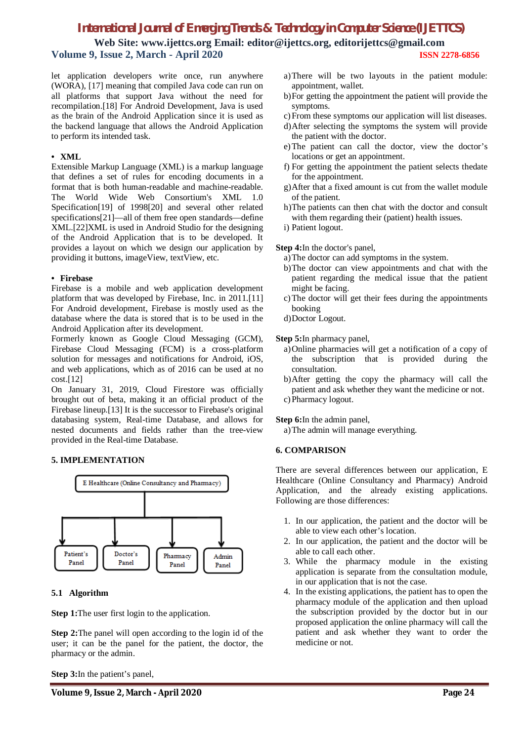let application developers write once, run anywhere (WORA), [17] meaning that compiled Java code can run on all platforms that support Java without the need for recompilation.[18] For Android Development, Java is used as the brain of the Android Application since it is used as the backend language that allows the Android Application to perform its intended task.

- **XML**

Extensible Markup Language (XML) is a markup language that defines a set of rules for encoding documents in a format that is both human-readable and machine-readable. The World Wide Web Consortium's XML 1.0 Specification[19] of 1998[20] and several other related specifications[21]—all of them free open standards—define XML.[22]XML is used in Android Studio for the designing of the Android Application that is to be developed. It provides a layout on which we design our application by providing it buttons, imageView, textView, etc.

- **Firebase**

Firebase is a mobile and web application development platform that was developed by Firebase, Inc. in 2011.[11] For Android development, Firebase is mostly used as the database where the data is stored that is to be used in the Android Application after its development.
Formerly known as Google Cloud Messaging (GCM), Firebase Cloud Messaging (FCM) is a cross-platform solution for messages and notifications for Android, iOS, and web applications, which as of 2016 can be used at no cost.[12]
On January 31, 2019, Cloud Firestore was officially brought out of beta, making it an official product of the Firebase lineup.[13] It is the successor to Firebase's original databasing system, Real-time Database, and allows for nested documents and fields rather than the tree-view provided in the Real-time Database.

## 5. IMPLEMENTATION

E Healthcare (Online Consultancy and Pharmacy)

Patient's Panel | Doctor's Panel | Pharmacy Panel | Admin Panel

### 5.1 Algorithm

**Step 1:**The user first login to the application.

**Step 2:**The panel will open according to the login id of the user; it can be the panel for the patient, the doctor, the pharmacy or the admin.

**Step 3:**In the patient's panel,

a) There will be two layouts in the patient module: appointment, wallet.
b) For getting the appointment the patient will provide the symptoms.
c) From these symptoms our application will list diseases.
d) After selecting the symptoms the system will provide the patient with the doctor.
e) The patient can call the doctor, view the doctor's locations or get an appointment.
f) For getting the appointment the patient selects thedate for the appointment.
g) After that a fixed amount is cut from the wallet module of the patient.
h) The patients can then chat with the doctor and consult with them regarding their (patient) health issues.
i) Patient logout.

**Step 4:**In the doctor's panel,

a) The doctor can add symptoms in the system.
b) The doctor can view appointments and chat with the patient regarding the medical issue that the patient might be facing.
c) The doctor will get their fees during the appointments booking
d) Doctor Logout.

**Step 5:**In pharmacy panel,

a) Online pharmacies will get a notification of a copy of the subscription that is provided during the consultation.
b) After getting the copy the pharmacy will call the patient and ask whether they want the medicine or not.
c) Pharmacy logout.

**Step 6:**In the admin panel,

a) The admin will manage everything.

## 6. COMPARISON

There are several differences between our application, E Healthcare (Online Consultancy and Pharmacy) Android Application, and the already existing applications. Following are those differences:

1. In our application, the patient and the doctor will be able to view each other's location.
2. In our application, the patient and the doctor will be able to call each other.
3. While the pharmacy module in the existing application is separate from the consultation module, in our application that is not the case.
4. In the existing applications, the patient has to open the pharmacy module of the application and then upload the subscription provided by the doctor but in our proposed application the online pharmacy will call the patient and ask whether they want to order the medicine or not.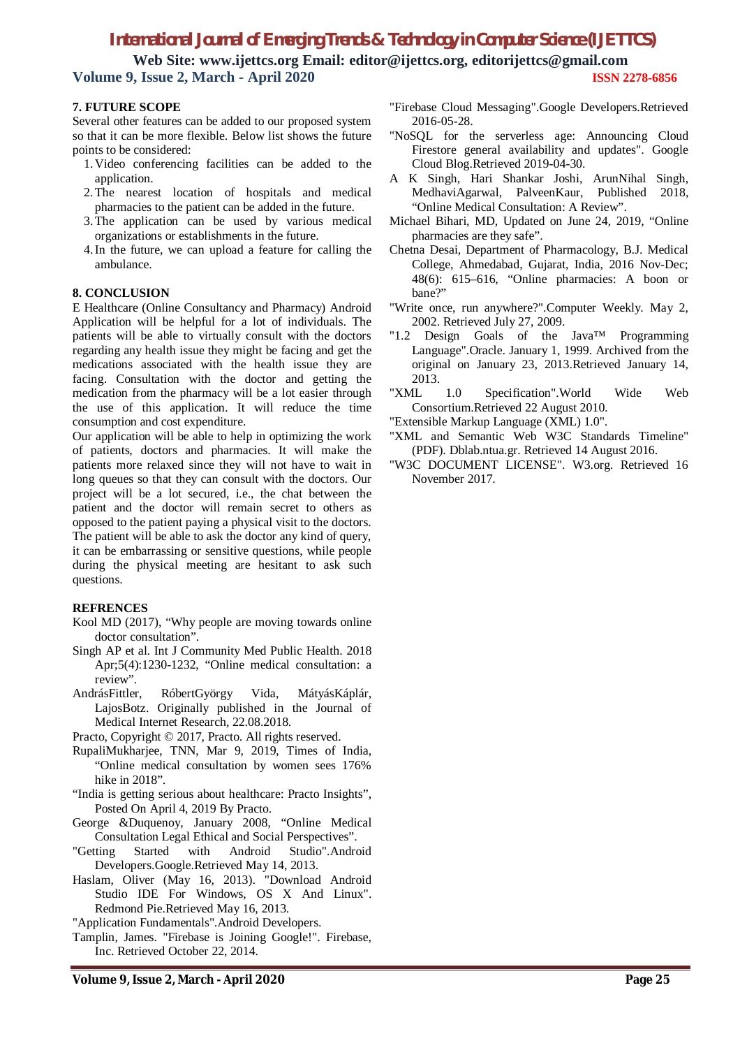## 7. FUTURE SCOPE

Several other features can be added to our proposed system so that it can be more flexible. Below list shows the future points to be considered:

1. Video conferencing facilities can be added to the application.
2. The nearest location of hospitals and medical pharmacies to the patient can be added in the future.
3. The application can be used by various medical organizations or establishments in the future.
4. In the future, we can upload a feature for calling the ambulance.

## 8. CONCLUSION

E Healthcare (Online Consultancy and Pharmacy) Android Application will be helpful for a lot of individuals. The patients will be able to virtually consult with the doctors regarding any health issue they might be facing and get the medications associated with the health issue they are facing. Consultation with the doctor and getting the medication from the pharmacy will be a lot easier through the use of this application. It will reduce the time consumption and cost expenditure.

Our application will be able to help in optimizing the work of patients, doctors and pharmacies. It will make the patients more relaxed since they will not have to wait in long queues so that they can consult with the doctors. Our project will be a lot secured, i.e., the chat between the patient and the doctor will remain secret to others as opposed to the patient paying a physical visit to the doctors. The patient will be able to ask the doctor any kind of query, it can be embarrassing or sensitive questions, while people during the physical meeting are hesitant to ask such questions.

## REFRENCES

Kool MD (2017), "Why people are moving towards online doctor consultation".

Singh AP et al. Int J Community Med Public Health. 2018 Apr;5(4):1230-1232, "Online medical consultation: a review".

AndrásFittler, RóbertGyörgy Vida, MátyásKáplár, LajosBotz. Originally published in the Journal of Medical Internet Research, 22.08.2018.

Practo, Copyright © 2017, Practo. All rights reserved.

RupaliMukharjee, TNN, Mar 9, 2019, Times of India, "Online medical consultation by women sees 176% hike in 2018".

"India is getting serious about healthcare: Practo Insights", Posted On April 4, 2019 By Practo.

George &Duquenoy, January 2008, "Online Medical Consultation Legal Ethical and Social Perspectives".

"Getting Started with Android Studio".Android Developers.Google.Retrieved May 14, 2013.

Haslam, Oliver (May 16, 2013). "Download Android Studio IDE For Windows, OS X And Linux". Redmond Pie.Retrieved May 16, 2013.

"Application Fundamentals".Android Developers.

Tamplin, James. "Firebase is Joining Google!". Firebase, Inc. Retrieved October 22, 2014.

"Firebase Cloud Messaging".Google Developers.Retrieved 2016-05-28.

"NoSQL for the serverless age: Announcing Cloud Firestore general availability and updates". Google Cloud Blog.Retrieved 2019-04-30.

A K Singh, Hari Shankar Joshi, ArunNihal Singh, MedhaviAgarwal, PalveenKaur, Published 2018, "Online Medical Consultation: A Review".

Michael Bihari, MD, Updated on June 24, 2019, "Online pharmacies are they safe".

Chetna Desai, Department of Pharmacology, B.J. Medical College, Ahmedabad, Gujarat, India, 2016 Nov-Dec; 48(6): 615–616, "Online pharmacies: A boon or bane?"

"Write once, run anywhere?".Computer Weekly. May 2, 2002. Retrieved July 27, 2009.

"1.2 Design Goals of the Java™ Programming Language".Oracle. January 1, 1999. Archived from the original on January 23, 2013.Retrieved January 14, 2013.

"XML 1.0 Specification".World Wide Web Consortium.Retrieved 22 August 2010.

"Extensible Markup Language (XML) 1.0".

"XML and Semantic Web W3C Standards Timeline" (PDF). Dblab.ntua.gr. Retrieved 14 August 2016.

"W3C DOCUMENT LICENSE". W3.org. Retrieved 16 November 2017.